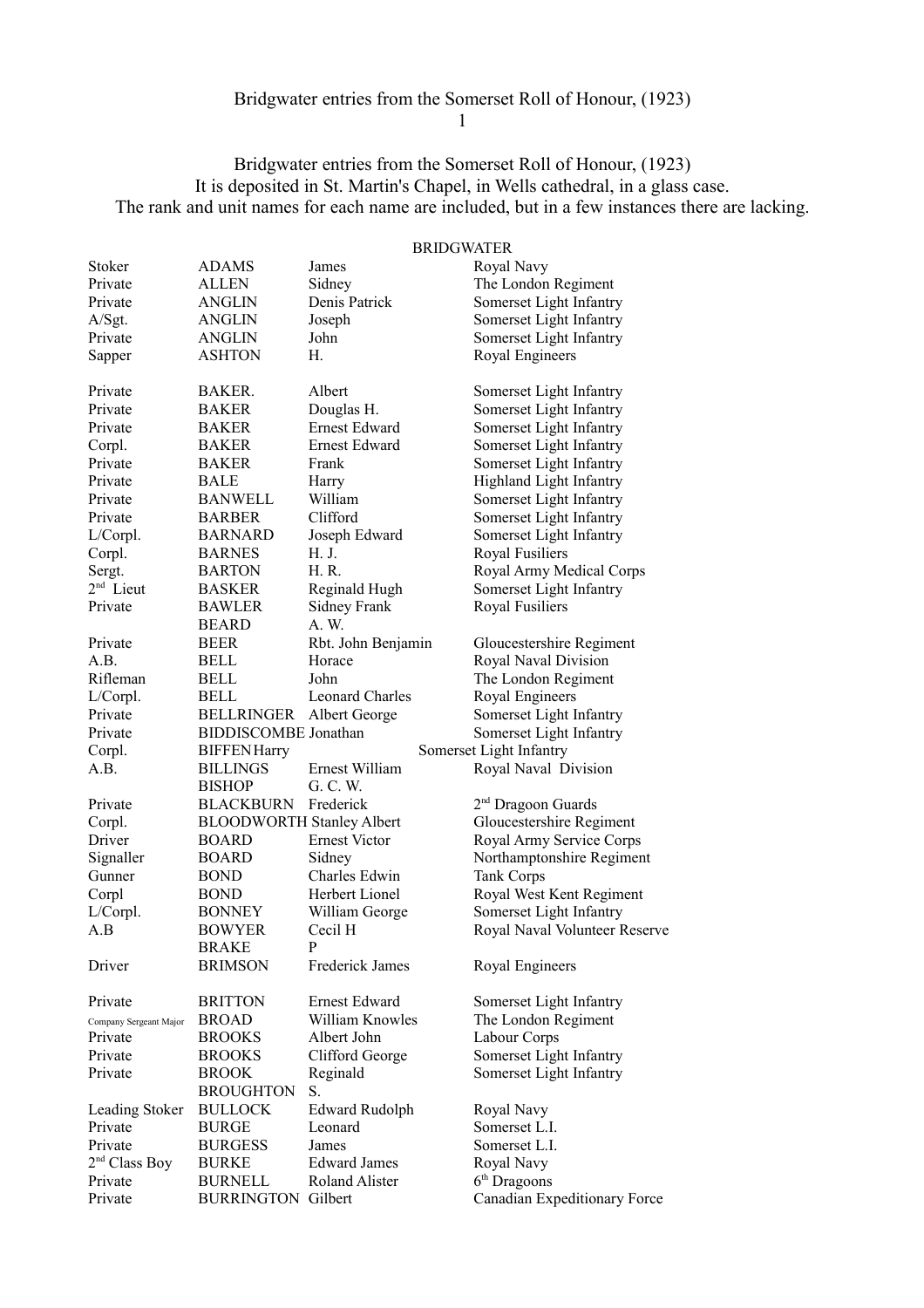# Bridgwater entries from the Somerset Roll of Honour, (1923)

It is deposited in St. Martin's Chapel, in Wells cathedral, in a glass case.
The rank and unit names for each name are included, but in a few instances there are lacking.

## BRIDGWATER

| Rank | Surname | Forename | Unit |
|---|---|---|---|
| Stoker | ADAMS | James | Royal Navy |
| Private | ALLEN | Sidney | The London Regiment |
| Private | ANGLIN | Denis Patrick | Somerset Light Infantry |
| A/Sgt. | ANGLIN | Joseph | Somerset Light Infantry |
| Private | ANGLIN | John | Somerset Light Infantry |
| Sapper | ASHTON | H. | Royal Engineers |
| | | | |
| Private | BAKER. | Albert | Somerset Light Infantry |
| Private | BAKER | Douglas H. | Somerset Light Infantry |
| Private | BAKER | Ernest Edward | Somerset Light Infantry |
| Corpl. | BAKER | Ernest Edward | Somerset Light Infantry |
| Private | BAKER | Frank | Somerset Light Infantry |
| Private | BALE | Harry | Highland Light Infantry |
| Private | BANWELL | William | Somerset Light Infantry |
| Private | BARBER | Clifford | Somerset Light Infantry |
| L/Corpl. | BARNARD | Joseph Edward | Somerset Light Infantry |
| Corpl. | BARNES | H. J. | Royal Fusiliers |
| Sergt. | BARTON | H. R. | Royal Army Medical Corps |
| 2nd Lieut | BASKER | Reginald Hugh | Somerset Light Infantry |
| Private | BAWLER | Sidney Frank | Royal Fusiliers |
| | BEARD | A. W. | |
| Private | BEER | Rbt. John Benjamin | Gloucestershire Regiment |
| A.B. | BELL | Horace | Royal Naval Division |
| Rifleman | BELL | John | The London Regiment |
| L/Corpl. | BELL | Leonard Charles | Royal Engineers |
| Private | BELLRINGER | Albert George | Somerset Light Infantry |
| Private | BIDDISCOMBE | Jonathan | Somerset Light Infantry |
| Corpl. | BIFFEN | Harry | Somerset Light Infantry |
| A.B. | BILLINGS | Ernest William | Royal Naval Division |
| | BISHOP | G. C. W. | |
| Private | BLACKBURN | Frederick | 2nd Dragoon Guards |
| Corpl. | BLOODWORTH | Stanley Albert | Gloucestershire Regiment |
| Driver | BOARD | Ernest Victor | Royal Army Service Corps |
| Signaller | BOARD | Sidney | Northamptonshire Regiment |
| Gunner | BOND | Charles Edwin | Tank Corps |
| Corpl | BOND | Herbert Lionel | Royal West Kent Regiment |
| L/Corpl. | BONNEY | William George | Somerset Light Infantry |
| A.B | BOWYER | Cecil H | Royal Naval Volunteer Reserve |
| | BRAKE | P | |
| Driver | BRIMSON | Frederick James | Royal Engineers |
| | | | |
| Private | BRITTON | Ernest Edward | Somerset Light Infantry |
| Company Sergeant Major | BROAD | William Knowles | The London Regiment |
| Private | BROOKS | Albert John | Labour Corps |
| Private | BROOKS | Clifford George | Somerset Light Infantry |
| Private | BROOK | Reginald | Somerset Light Infantry |
| | BROUGHTON | S. | |
| Leading Stoker | BULLOCK | Edward Rudolph | Royal Navy |
| Private | BURGE | Leonard | Somerset L.I. |
| Private | BURGESS | James | Somerset L.I. |
| 2nd Class Boy | BURKE | Edward James | Royal Navy |
| Private | BURNELL | Roland Alister | 6th Dragoons |
| Private | BURRINGTON | Gilbert | Canadian Expeditionary Force |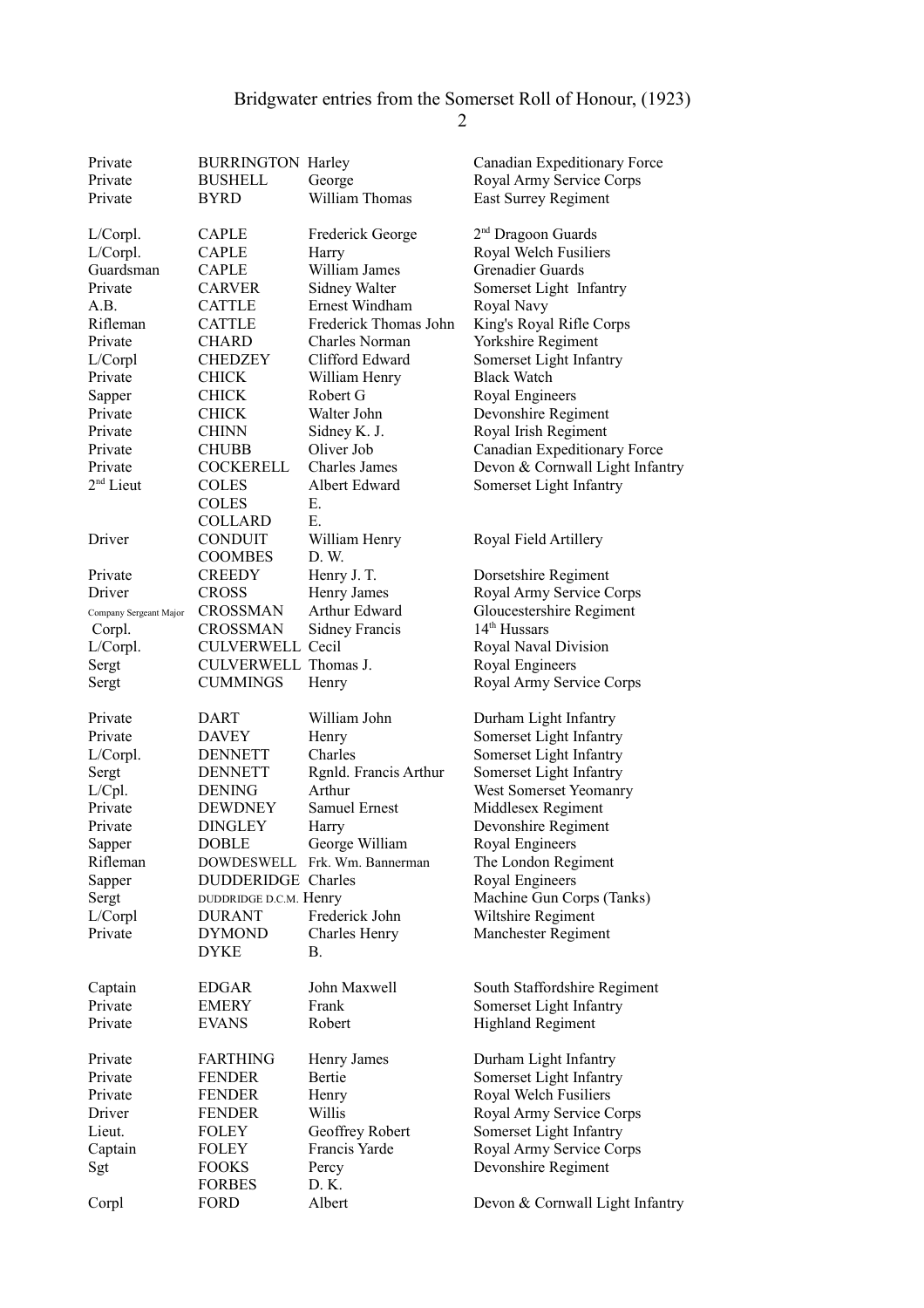Bridgwater entries from the Somerset Roll of Honour, (1923)

| | | | |
|---|---|---|---|
| Private | BURRINGTON | Harley | Canadian Expeditionary Force |
| Private | BUSHELL | George | Royal Army Service Corps |
| Private | BYRD | William Thomas | East Surrey Regiment |
| | | | |
| L/Corpl. | CAPLE | Frederick George | 2nd Dragoon Guards |
| L/Corpl. | CAPLE | Harry | Royal Welch Fusiliers |
| Guardsman | CAPLE | William James | Grenadier Guards |
| Private | CARVER | Sidney Walter | Somerset Light Infantry |
| A.B. | CATTLE | Ernest Windham | Royal Navy |
| Rifleman | CATTLE | Frederick Thomas John | King's Royal Rifle Corps |
| Private | CHARD | Charles Norman | Yorkshire Regiment |
| L/Corpl | CHEDZEY | Clifford Edward | Somerset Light Infantry |
| Private | CHICK | William Henry | Black Watch |
| Sapper | CHICK | Robert G | Royal Engineers |
| Private | CHICK | Walter John | Devonshire Regiment |
| Private | CHINN | Sidney K. J. | Royal Irish Regiment |
| Private | CHUBB | Oliver Job | Canadian Expeditionary Force |
| Private | COCKERELL | Charles James | Devon & Cornwall Light Infantry |
| 2nd Lieut | COLES | Albert Edward | Somerset Light Infantry |
| | COLES | E. | |
| | COLLARD | E. | |
| Driver | CONDUIT | William Henry | Royal Field Artillery |
| | COOMBES | D. W. | |
| Private | CREEDY | Henry J. T. | Dorsetshire Regiment |
| Driver | CROSS | Henry James | Royal Army Service Corps |
| Company Sergeant Major | CROSSMAN | Arthur Edward | Gloucestershire Regiment |
| Corpl. | CROSSMAN | Sidney Francis | 14th Hussars |
| L/Corpl. | CULVERWELL | Cecil | Royal Naval Division |
| Sergt | CULVERWELL | Thomas J. | Royal Engineers |
| Sergt | CUMMINGS | Henry | Royal Army Service Corps |
| | | | |
| Private | DART | William John | Durham Light Infantry |
| Private | DAVEY | Henry | Somerset Light Infantry |
| L/Corpl. | DENNETT | Charles | Somerset Light Infantry |
| Sergt | DENNETT | Rgnld. Francis Arthur | Somerset Light Infantry |
| L/Cpl. | DENING | Arthur | West Somerset Yeomanry |
| Private | DEWDNEY | Samuel Ernest | Middlesex Regiment |
| Private | DINGLEY | Harry | Devonshire Regiment |
| Sapper | DOBLE | George William | Royal Engineers |
| Rifleman | DOWDESWELL | Frk. Wm. Bannerman | The London Regiment |
| Sapper | DUDDERIDGE | Charles | Royal Engineers |
| Sergt | DUDDRIDGE D.C.M. | Henry | Machine Gun Corps (Tanks) |
| L/Corpl | DURANT | Frederick John | Wiltshire Regiment |
| Private | DYMOND | Charles Henry | Manchester Regiment |
| | DYKE | B. | |
| | | | |
| Captain | EDGAR | John Maxwell | South Staffordshire Regiment |
| Private | EMERY | Frank | Somerset Light Infantry |
| Private | EVANS | Robert | Highland Regiment |
| | | | |
| Private | FARTHING | Henry James | Durham Light Infantry |
| Private | FENDER | Bertie | Somerset Light Infantry |
| Private | FENDER | Henry | Royal Welch Fusiliers |
| Driver | FENDER | Willis | Royal Army Service Corps |
| Lieut. | FOLEY | Geoffrey Robert | Somerset Light Infantry |
| Captain | FOLEY | Francis Yarde | Royal Army Service Corps |
| Sgt | FOOKS | Percy | Devonshire Regiment |
| | FORBES | D. K. | |
| Corpl | FORD | Albert | Devon & Cornwall Light Infantry |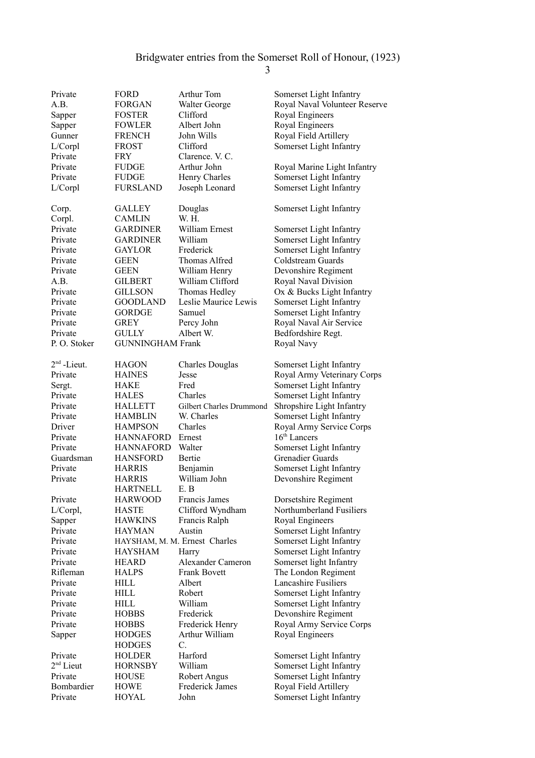# Bridgwater entries from the Somerset Roll of Honour, (1923)

| Rank | Surname | Forenames | Unit |
|---|---|---|---|
| Private | FORD | Arthur Tom | Somerset Light Infantry |
| A.B. | FORGAN | Walter George | Royal Naval Volunteer Reserve |
| Sapper | FOSTER | Clifford | Royal Engineers |
| Sapper | FOWLER | Albert John | Royal Engineers |
| Gunner | FRENCH | John Wills | Royal Field Artillery |
| L/Corpl | FROST | Clifford | Somerset Light Infantry |
| Private | FRY | Clarence. V. C. | |
| Private | FUDGE | Arthur John | Royal Marine Light Infantry |
| Private | FUDGE | Henry Charles | Somerset Light Infantry |
| L/Corpl | FURSLAND | Joseph Leonard | Somerset Light Infantry |
| | | | |
| Corp. | GALLEY | Douglas | Somerset Light Infantry |
| Corpl. | CAMLIN | W. H. | |
| Private | GARDINER | William Ernest | Somerset Light Infantry |
| Private | GARDINER | William | Somerset Light Infantry |
| Private | GAYLOR | Frederick | Somerset Light Infantry |
| Private | GEEN | Thomas Alfred | Coldstream Guards |
| Private | GEEN | William Henry | Devonshire Regiment |
| A.B. | GILBERT | William Clifford | Royal Naval Division |
| Private | GILLSON | Thomas Hedley | Ox & Bucks Light Infantry |
| Private | GOODLAND | Leslie Maurice Lewis | Somerset Light Infantry |
| Private | GORDGE | Samuel | Somerset Light Infantry |
| Private | GREY | Percy John | Royal Naval Air Service |
| Private | GULLY | Albert W. | Bedfordshire Regt. |
| P. O. Stoker | GUNNINGHAM Frank | | Royal Navy |
| | | | |
| 2nd -Lieut. | HAGON | Charles Douglas | Somerset Light Infantry |
| Private | HAINES | Jesse | Royal Army Veterinary Corps |
| Sergt. | HAKE | Fred | Somerset Light Infantry |
| Private | HALES | Charles | Somerset Light Infantry |
| Private | HALLETT | Gilbert Charles Drummond | Shropshire Light Infantry |
| Private | HAMBLIN | W. Charles | Somerset Light Infantry |
| Driver | HAMPSON | Charles | Royal Army Service Corps |
| Private | HANNAFORD | Ernest | 16th Lancers |
| Private | HANNAFORD | Walter | Somerset Light Infantry |
| Guardsman | HANSFORD | Bertie | Grenadier Guards |
| Private | HARRIS | Benjamin | Somerset Light Infantry |
| Private | HARRIS | William John | Devonshire Regiment |
| | HARTNELL | E. B | |
| Private | HARWOOD | Francis James | Dorsetshire Regiment |
| L/Corpl, | HASTE | Clifford Wyndham | Northumberland Fusiliers |
| Sapper | HAWKINS | Francis Ralph | Royal Engineers |
| Private | HAYMAN | Austin | Somerset Light Infantry |
| Private | HAYSHAM, M. M. Ernest Charles | | Somerset Light Infantry |
| Private | HAYSHAM | Harry | Somerset Light Infantry |
| Private | HEARD | Alexander Cameron | Somerset light Infantry |
| Rifleman | HALPS | Frank Bovett | The London Regiment |
| Private | HILL | Albert | Lancashire Fusiliers |
| Private | HILL | Robert | Somerset Light Infantry |
| Private | HILL | William | Somerset Light Infantry |
| Private | HOBBS | Frederick | Devonshire Regiment |
| Private | HOBBS | Frederick Henry | Royal Army Service Corps |
| Sapper | HODGES | Arthur William | Royal Engineers |
| | HODGES | C. | |
| Private | HOLDER | Harford | Somerset Light Infantry |
| 2nd Lieut | HORNSBY | William | Somerset Light Infantry |
| Private | HOUSE | Robert Angus | Somerset Light Infantry |
| Bombardier | HOWE | Frederick James | Royal Field Artillery |
| Private | HOYAL | John | Somerset Light Infantry |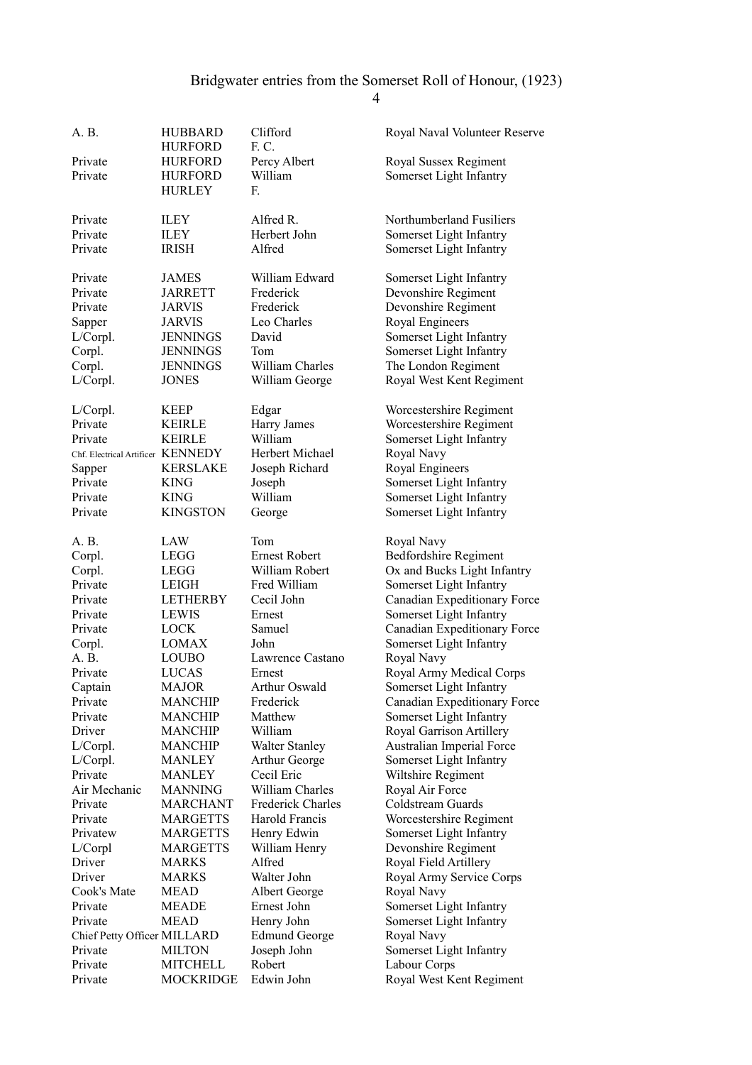# Bridgwater entries from the Somerset Roll of Honour, (1923)

| Rank | Surname | Forenames | Unit |
|---|---|---|---|
| A. B. | HUBBARD | Clifford | Royal Naval Volunteer Reserve |
| | HURFORD | F. C. | |
| Private | HURFORD | Percy Albert | Royal Sussex Regiment |
| Private | HURFORD | William | Somerset Light Infantry |
| | HURLEY | F. | |
| Private | ILEY | Alfred R. | Northumberland Fusiliers |
| Private | ILEY | Herbert John | Somerset Light Infantry |
| Private | IRISH | Alfred | Somerset Light Infantry |
| Private | JAMES | William Edward | Somerset Light Infantry |
| Private | JARRETT | Frederick | Devonshire Regiment |
| Private | JARVIS | Frederick | Devonshire Regiment |
| Sapper | JARVIS | Leo Charles | Royal Engineers |
| L/Corpl. | JENNINGS | David | Somerset Light Infantry |
| Corpl. | JENNINGS | Tom | Somerset Light Infantry |
| Corpl. | JENNINGS | William Charles | The London Regiment |
| L/Corpl. | JONES | William George | Royal West Kent Regiment |
| L/Corpl. | KEEP | Edgar | Worcestershire Regiment |
| Private | KEIRLE | Harry James | Worcestershire Regiment |
| Private | KEIRLE | William | Somerset Light Infantry |
| Chf. Electrical Artificer | KENNEDY | Herbert Michael | Royal Navy |
| Sapper | KERSLAKE | Joseph Richard | Royal Engineers |
| Private | KING | Joseph | Somerset Light Infantry |
| Private | KING | William | Somerset Light Infantry |
| Private | KINGSTON | George | Somerset Light Infantry |
| A. B. | LAW | Tom | Royal Navy |
| Corpl. | LEGG | Ernest Robert | Bedfordshire Regiment |
| Corpl. | LEGG | William Robert | Ox and Bucks Light Infantry |
| Private | LEIGH | Fred William | Somerset Light Infantry |
| Private | LETHERBY | Cecil John | Canadian Expeditionary Force |
| Private | LEWIS | Ernest | Somerset Light Infantry |
| Private | LOCK | Samuel | Canadian Expeditionary Force |
| Corpl. | LOMAX | John | Somerset Light Infantry |
| A. B. | LOUBO | Lawrence Castano | Royal Navy |
| Private | LUCAS | Ernest | Royal Army Medical Corps |
| Captain | MAJOR | Arthur Oswald | Somerset Light Infantry |
| Private | MANCHIP | Frederick | Canadian Expeditionary Force |
| Private | MANCHIP | Matthew | Somerset Light Infantry |
| Driver | MANCHIP | William | Royal Garrison Artillery |
| L/Corpl. | MANCHIP | Walter Stanley | Australian Imperial Force |
| L/Corpl. | MANLEY | Arthur George | Somerset Light Infantry |
| Private | MANLEY | Cecil Eric | Wiltshire Regiment |
| Air Mechanic | MANNING | William Charles | Royal Air Force |
| Private | MARCHANT | Frederick Charles | Coldstream Guards |
| Private | MARGETTS | Harold Francis | Worcestershire Regiment |
| Privatew | MARGETTS | Henry Edwin | Somerset Light Infantry |
| L/Corpl | MARGETTS | William Henry | Devonshire Regiment |
| Driver | MARKS | Alfred | Royal Field Artillery |
| Driver | MARKS | Walter John | Royal Army Service Corps |
| Cook's Mate | MEAD | Albert George | Royal Navy |
| Private | MEADE | Ernest John | Somerset Light Infantry |
| Private | MEAD | Henry John | Somerset Light Infantry |
| Chief Petty Officer | MILLARD | Edmund George | Royal Navy |
| Private | MILTON | Joseph John | Somerset Light Infantry |
| Private | MITCHELL | Robert | Labour Corps |
| Private | MOCKRIDGE | Edwin John | Royal West Kent Regiment |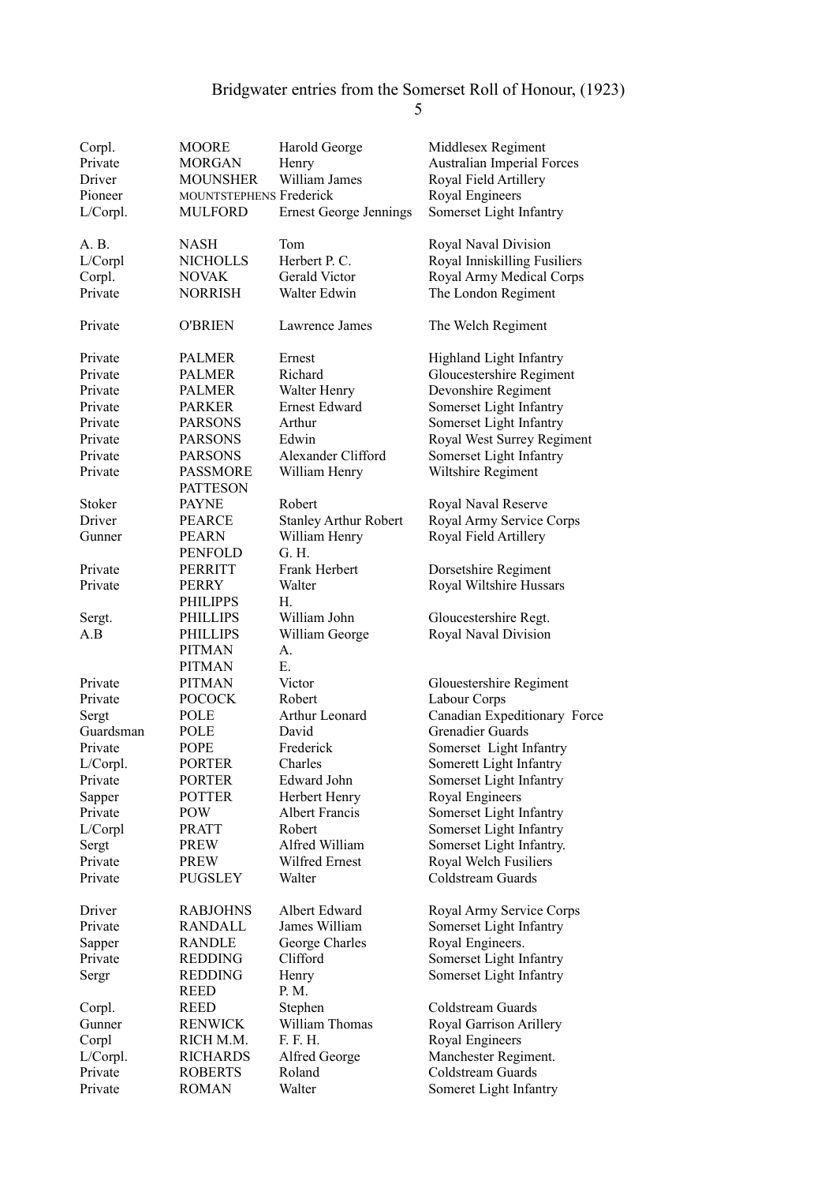Bridgwater entries from the Somerset Roll of Honour, (1923)

| | | | |
|---|---|---|---|
| Corpl. | MOORE | Harold George | Middlesex Regiment |
| Private | MORGAN | Henry | Australian Imperial Forces |
| Driver | MOUNSHER | William James | Royal Field Artillery |
| Pioneer | MOUNTSTEPHENS | Frederick | Royal Engineers |
| L/Corpl. | MULFORD | Ernest George Jennings | Somerset Light Infantry |
| | | | |
| A. B. | NASH | Tom | Royal Naval Division |
| L/Corpl | NICHOLLS | Herbert P. C. | Royal Inniskilling Fusiliers |
| Corpl. | NOVAK | Gerald Victor | Royal Army Medical Corps |
| Private | NORRISH | Walter Edwin | The London Regiment |
| | | | |
| Private | O'BRIEN | Lawrence James | The Welch Regiment |
| | | | |
| Private | PALMER | Ernest | Highland Light Infantry |
| Private | PALMER | Richard | Gloucestershire Regiment |
| Private | PALMER | Walter Henry | Devonshire Regiment |
| Private | PARKER | Ernest Edward | Somerset Light Infantry |
| Private | PARSONS | Arthur | Somerset Light Infantry |
| Private | PARSONS | Edwin | Royal West Surrey Regiment |
| Private | PARSONS | Alexander Clifford | Somerset Light Infantry |
| Private | PASSMORE | William Henry | Wiltshire Regiment |
| | PATTESON | | |
| Stoker | PAYNE | Robert | Royal Naval Reserve |
| Driver | PEARCE | Stanley Arthur Robert | Royal Army Service Corps |
| Gunner | PEARN | William Henry | Royal Field Artillery |
| | PENFOLD | G. H. | |
| Private | PERRITT | Frank Herbert | Dorsetshire Regiment |
| Private | PERRY | Walter | Royal Wiltshire Hussars |
| | PHILIPPS | H. | |
| Sergt. | PHILLIPS | William John | Gloucestershire Regt. |
| A.B | PHILLIPS | William George | Royal Naval Division |
| | PITMAN | A. | |
| | PITMAN | E. | |
| Private | PITMAN | Victor | Glouestershire Regiment |
| Private | POCOCK | Robert | Labour Corps |
| Sergt | POLE | Arthur Leonard | Canadian Expeditionary Force |
| Guardsman | POLE | David | Grenadier Guards |
| Private | POPE | Frederick | Somerset Light Infantry |
| L/Corpl. | PORTER | Charles | Somerett Light Infantry |
| Private | PORTER | Edward John | Somerset Light Infantry |
| Sapper | POTTER | Herbert Henry | Royal Engineers |
| Private | POW | Albert Francis | Somerset Light Infantry |
| L/Corpl | PRATT | Robert | Somerset Light Infantry |
| Sergt | PREW | Alfred William | Somerset Light Infantry. |
| Private | PREW | Wilfred Ernest | Royal Welch Fusiliers |
| Private | PUGSLEY | Walter | Coldstream Guards |
| | | | |
| Driver | RABJOHNS | Albert Edward | Royal Army Service Corps |
| Private | RANDALL | James William | Somerset Light Infantry |
| Sapper | RANDLE | George Charles | Royal Engineers. |
| Private | REDDING | Clifford | Somerset Light Infantry |
| Sergr | REDDING | Henry | Somerset Light Infantry |
| | REED | P. M. | |
| Corpl. | REED | Stephen | Coldstream Guards |
| Gunner | RENWICK | William Thomas | Royal Garrison Arillery |
| Corpl | RICH M.M. | F. F. H. | Royal Engineers |
| L/Corpl. | RICHARDS | Alfred George | Manchester Regiment. |
| Private | ROBERTS | Roland | Coldstream Guards |
| Private | ROMAN | Walter | Someret Light Infantry |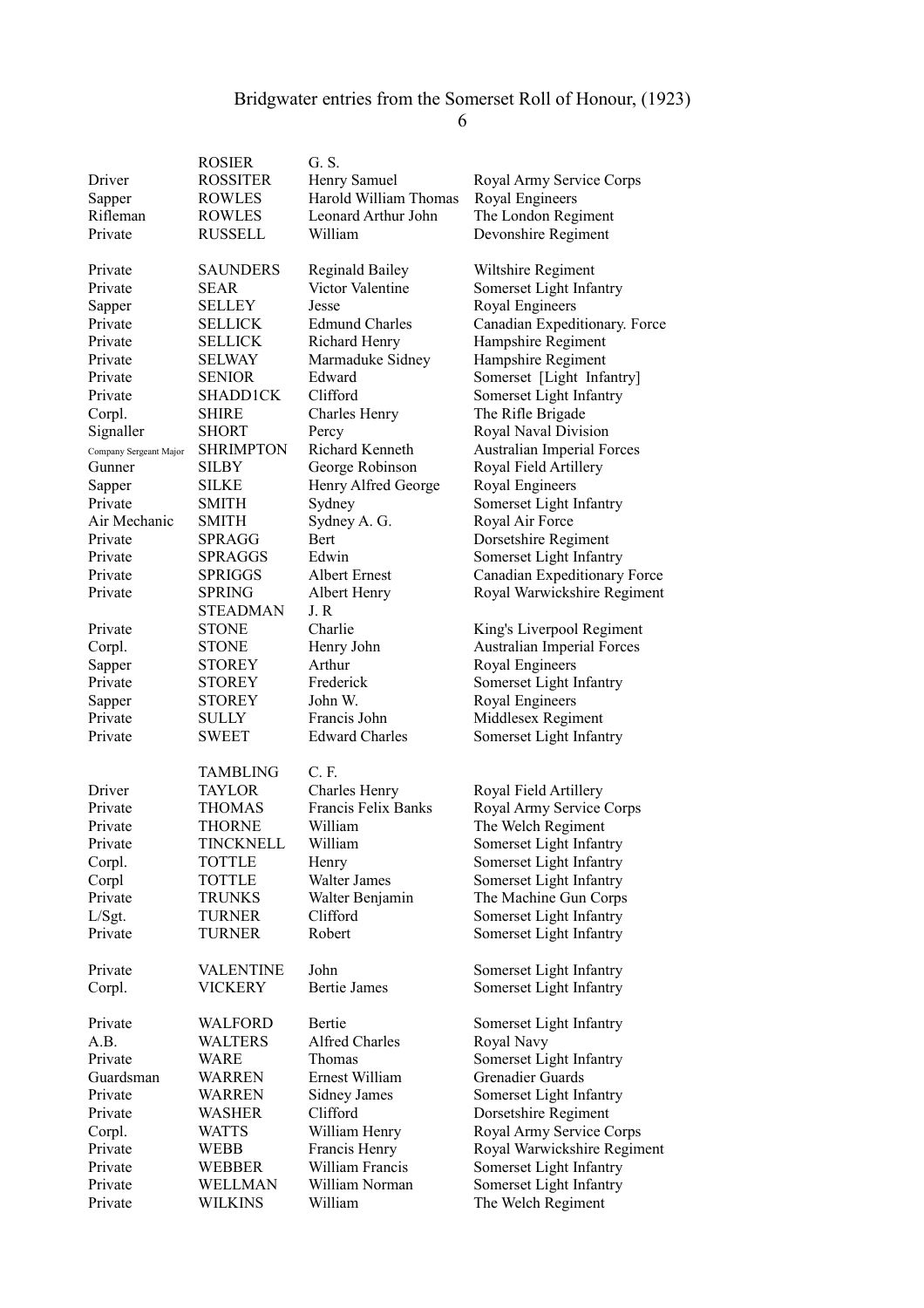# Bridgwater entries from the Somerset Roll of Honour, (1923)

| | | | |
|---|---|---|---|
| | ROSIER | G. S. | |
| Driver | ROSSITER | Henry Samuel | Royal Army Service Corps |
| Sapper | ROWLES | Harold William Thomas | Royal Engineers |
| Rifleman | ROWLES | Leonard Arthur John | The London Regiment |
| Private | RUSSELL | William | Devonshire Regiment |
| | | | |
| Private | SAUNDERS | Reginald Bailey | Wiltshire Regiment |
| Private | SEAR | Victor Valentine | Somerset Light Infantry |
| Sapper | SELLEY | Jesse | Royal Engineers |
| Private | SELLICK | Edmund Charles | Canadian Expeditionary. Force |
| Private | SELLICK | Richard Henry | Hampshire Regiment |
| Private | SELWAY | Marmaduke Sidney | Hampshire Regiment |
| Private | SENIOR | Edward | Somerset [Light Infantry] |
| Private | SHADD1CK | Clifford | Somerset Light Infantry |
| Corpl. | SHIRE | Charles Henry | The Rifle Brigade |
| Signaller | SHORT | Percy | Royal Naval Division |
| Company Sergeant Major | SHRIMPTON | Richard Kenneth | Australian Imperial Forces |
| Gunner | SILBY | George Robinson | Royal Field Artillery |
| Sapper | SILKE | Henry Alfred George | Royal Engineers |
| Private | SMITH | Sydney | Somerset Light Infantry |
| Air Mechanic | SMITH | Sydney A. G. | Royal Air Force |
| Private | SPRAGG | Bert | Dorsetshire Regiment |
| Private | SPRAGGS | Edwin | Somerset Light Infantry |
| Private | SPRIGGS | Albert Ernest | Canadian Expeditionary Force |
| Private | SPRING | Albert Henry | Royal Warwickshire Regiment |
| | STEADMAN | J. R | |
| Private | STONE | Charlie | King's Liverpool Regiment |
| Corpl. | STONE | Henry John | Australian Imperial Forces |
| Sapper | STOREY | Arthur | Royal Engineers |
| Private | STOREY | Frederick | Somerset Light Infantry |
| Sapper | STOREY | John W. | Royal Engineers |
| Private | SULLY | Francis John | Middlesex Regiment |
| Private | SWEET | Edward Charles | Somerset Light Infantry |
| | | | |
| | TAMBLING | C. F. | |
| Driver | TAYLOR | Charles Henry | Royal Field Artillery |
| Private | THOMAS | Francis Felix Banks | Royal Army Service Corps |
| Private | THORNE | William | The Welch Regiment |
| Private | TINCKNELL | William | Somerset Light Infantry |
| Corpl. | TOTTLE | Henry | Somerset Light Infantry |
| Corpl | TOTTLE | Walter James | Somerset Light Infantry |
| Private | TRUNKS | Walter Benjamin | The Machine Gun Corps |
| L/Sgt. | TURNER | Clifford | Somerset Light Infantry |
| Private | TURNER | Robert | Somerset Light Infantry |
| | | | |
| Private | VALENTINE | John | Somerset Light Infantry |
| Corpl. | VICKERY | Bertie James | Somerset Light Infantry |
| | | | |
| Private | WALFORD | Bertie | Somerset Light Infantry |
| A.B. | WALTERS | Alfred Charles | Royal Navy |
| Private | WARE | Thomas | Somerset Light Infantry |
| Guardsman | WARREN | Ernest William | Grenadier Guards |
| Private | WARREN | Sidney James | Somerset Light Infantry |
| Private | WASHER | Clifford | Dorsetshire Regiment |
| Corpl. | WATTS | William Henry | Royal Army Service Corps |
| Private | WEBB | Francis Henry | Royal Warwickshire Regiment |
| Private | WEBBER | William Francis | Somerset Light Infantry |
| Private | WELLMAN | William Norman | Somerset Light Infantry |
| Private | WILKINS | William | The Welch Regiment |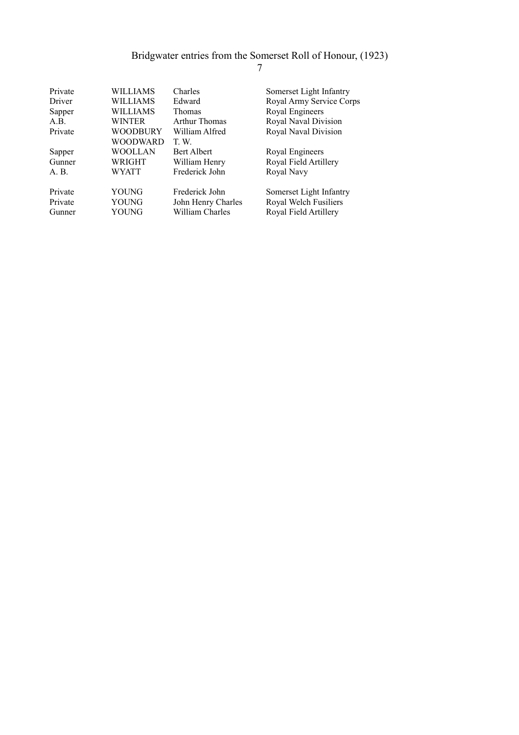Bridgwater entries from the Somerset Roll of Honour, (1923)

| | | | |
|---|---|---|---|
| Private | WILLIAMS | Charles | Somerset Light Infantry |
| Driver | WILLIAMS | Edward | Royal Army Service Corps |
| Sapper | WILLIAMS | Thomas | Royal Engineers |
| A.B. | WINTER | Arthur Thomas | Royal Naval Division |
| Private | WOODBURY | William Alfred | Royal Naval Division |
| | WOODWARD | T. W. | |
| Sapper | WOOLLAN | Bert Albert | Royal Engineers |
| Gunner | WRIGHT | William Henry | Royal Field Artillery |
| A. B. | WYATT | Frederick John | Royal Navy |
| Private | YOUNG | Frederick John | Somerset Light Infantry |
| Private | YOUNG | John Henry Charles | Royal Welch Fusiliers |
| Gunner | YOUNG | William Charles | Royal Field Artillery |